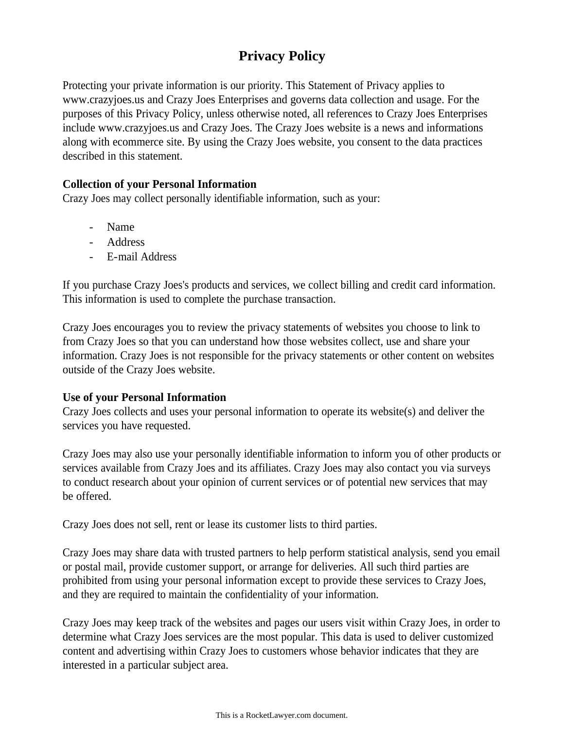# Privacy Policy

Protecting your private information is our priority. This Statement of Privacy applies to www.crazyjoes.us and Crazy Joes Enterprises and governs data collection and usage. For the purposes of this Privacy Policy, unless otherwise noted, all references to Crazy Joes Enterprises include www.crazyjoes.us and Crazy Joes. The Crazy Joes website is a news and informations along with ecommerce site. By using the Crazy Joes website, you consent to the data practices described in this statement.

**Collection of your Personal Information**

Crazy Joes may collect personally identifiable information, such as your:

- Name
- Address
- E-mail Address

If you purchase Crazy Joes's products and services, we collect billing and credit card information. This information is used to complete the purchase transaction.

Crazy Joes encourages you to review the privacy statements of websites you choose to link to from Crazy Joes so that you can understand how those websites collect, use and share your information. Crazy Joes is not responsible for the privacy statements or other content on websites outside of the Crazy Joes website.

**Use of your Personal Information**

Crazy Joes collects and uses your personal information to operate its website(s) and deliver the services you have requested.

Crazy Joes may also use your personally identifiable information to inform you of other products or services available from Crazy Joes and its affiliates. Crazy Joes may also contact you via surveys to conduct research about your opinion of current services or of potential new services that may be offered.

Crazy Joes does not sell, rent or lease its customer lists to third parties.

Crazy Joes may share data with trusted partners to help perform statistical analysis, send you email or postal mail, provide customer support, or arrange for deliveries. All such third parties are prohibited from using your personal information except to provide these services to Crazy Joes, and they are required to maintain the confidentiality of your information.

Crazy Joes may keep track of the websites and pages our users visit within Crazy Joes, in order to determine what Crazy Joes services are the most popular. This data is used to deliver customized content and advertising within Crazy Joes to customers whose behavior indicates that they are interested in a particular subject area.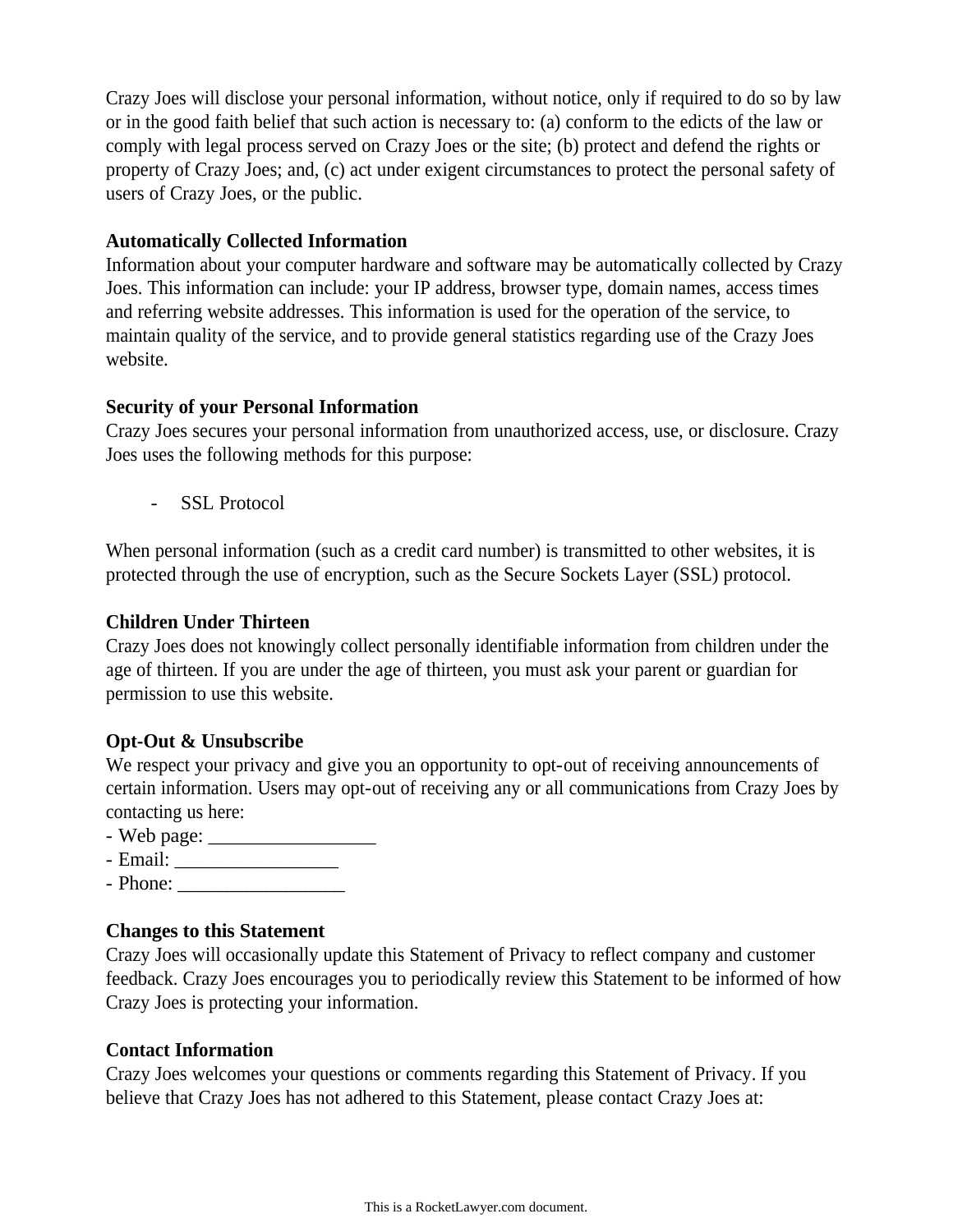Crazy Joes will disclose your personal information, without notice, only if required to do so by law or in the good faith belief that such action is necessary to: (a) conform to the edicts of the law or comply with legal process served on Crazy Joes or the site; (b) protect and defend the rights or property of Crazy Joes; and, (c) act under exigent circumstances to protect the personal safety of users of Crazy Joes, or the public.

**Automatically Collected Information**

Information about your computer hardware and software may be automatically collected by Crazy Joes. This information can include: your IP address, browser type, domain names, access times and referring website addresses. This information is used for the operation of the service, to maintain quality of the service, and to provide general statistics regarding use of the Crazy Joes website.

**Security of your Personal Information**

Crazy Joes secures your personal information from unauthorized access, use, or disclosure. Crazy Joes uses the following methods for this purpose:

- SSL Protocol

When personal information (such as a credit card number) is transmitted to other websites, it is protected through the use of encryption, such as the Secure Sockets Layer (SSL) protocol.

**Children Under Thirteen**

Crazy Joes does not knowingly collect personally identifiable information from children under the age of thirteen. If you are under the age of thirteen, you must ask your parent or guardian for permission to use this website.

**Opt-Out & Unsubscribe**

We respect your privacy and give you an opportunity to opt-out of receiving announcements of certain information. Users may opt-out of receiving any or all communications from Crazy Joes by contacting us here:

- Web page: _________________
- Email: _________________
- Phone: _________________

**Changes to this Statement**

Crazy Joes will occasionally update this Statement of Privacy to reflect company and customer feedback. Crazy Joes encourages you to periodically review this Statement to be informed of how Crazy Joes is protecting your information.

**Contact Information**

Crazy Joes welcomes your questions or comments regarding this Statement of Privacy. If you believe that Crazy Joes has not adhered to this Statement, please contact Crazy Joes at: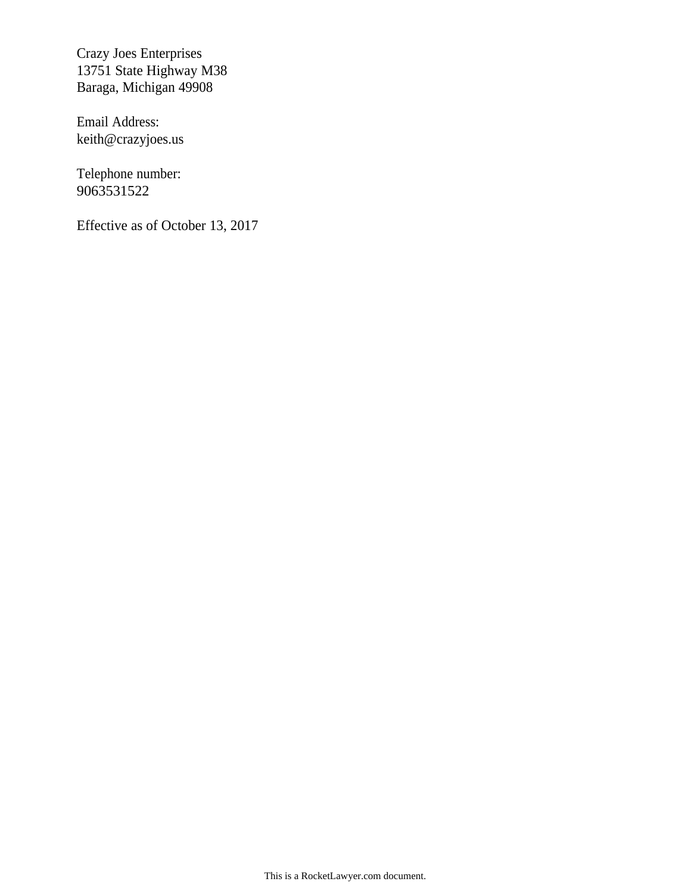Crazy Joes Enterprises
13751 State Highway M38
Baraga, Michigan 49908

Email Address:
keith@crazyjoes.us

Telephone number:
9063531522

Effective as of October 13, 2017